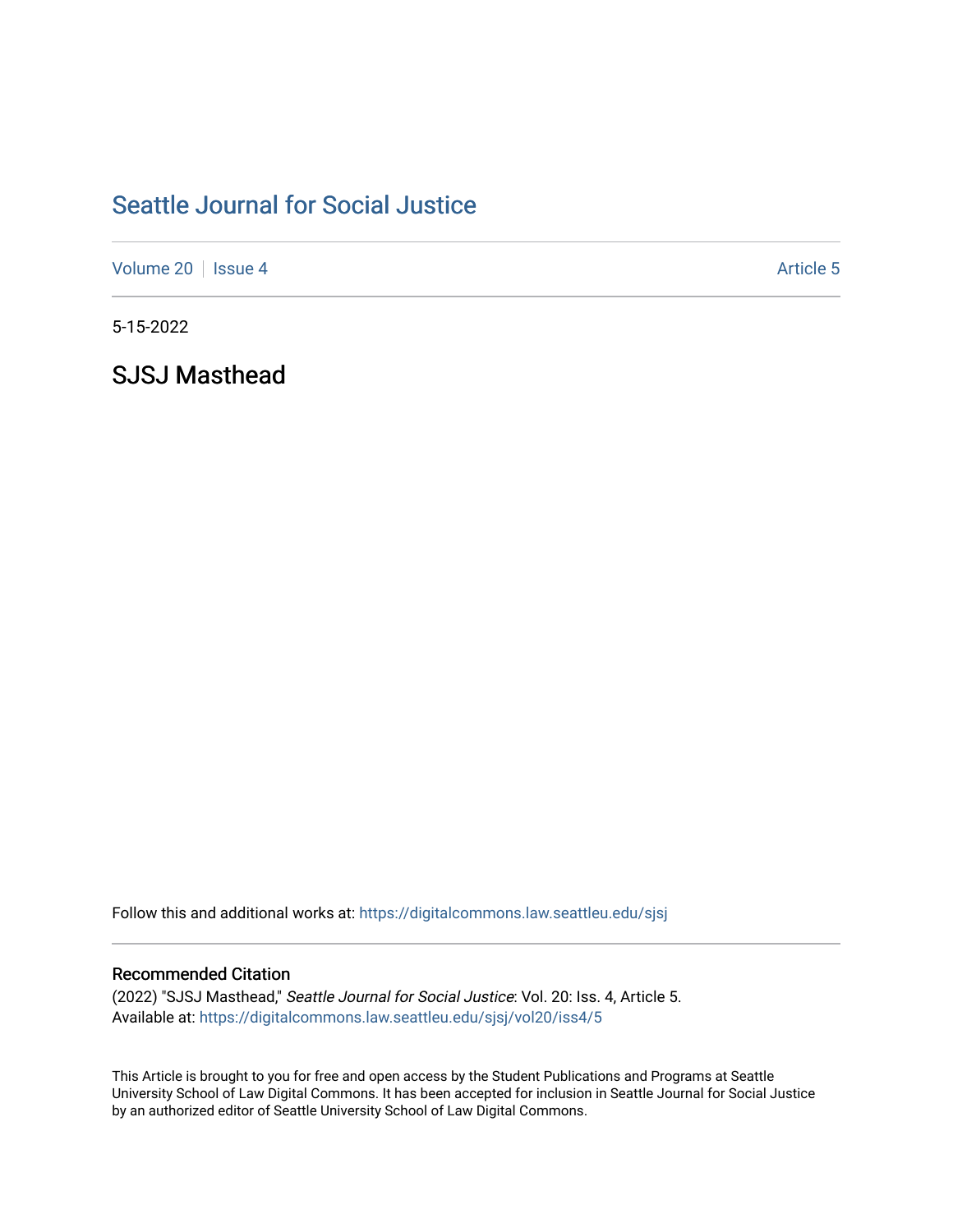# Seattle Journal for Social Justice

Volume 20 | Issue 4 | Article 5

5-15-2022

## SJSJ Masthead

Follow this and additional works at: https://digitalcommons.law.seattleu.edu/sjsj

### Recommended Citation

(2022) "SJSJ Masthead," *Seattle Journal for Social Justice*: Vol. 20: Iss. 4, Article 5.
Available at: https://digitalcommons.law.seattleu.edu/sjsj/vol20/iss4/5

This Article is brought to you for free and open access by the Student Publications and Programs at Seattle University School of Law Digital Commons. It has been accepted for inclusion in Seattle Journal for Social Justice by an authorized editor of Seattle University School of Law Digital Commons.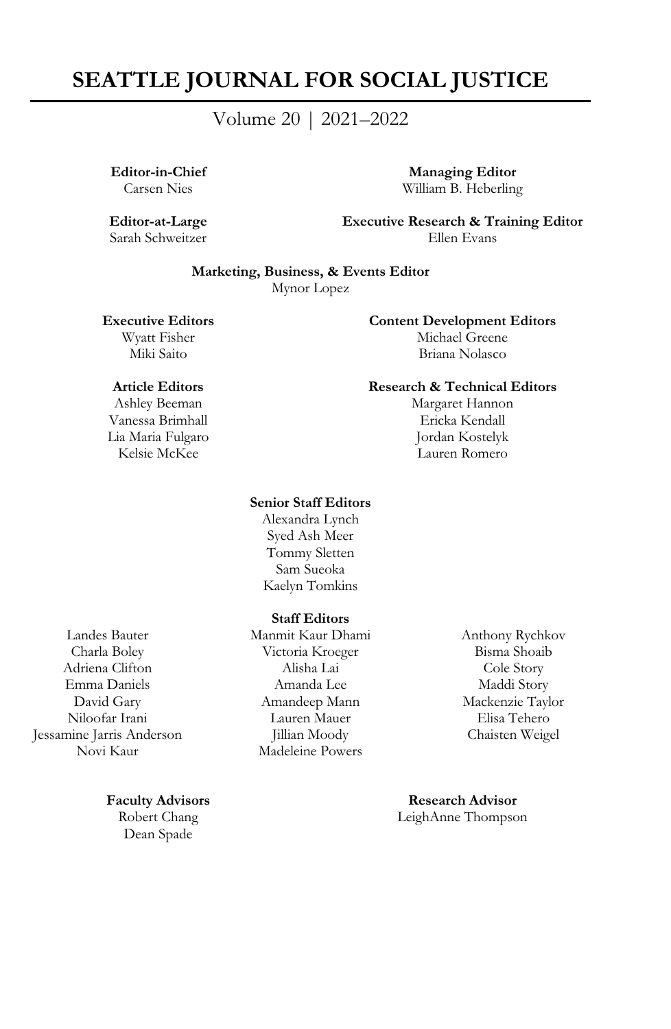# SEATTLE JOURNAL FOR SOCIAL JUSTICE

Volume 20 | 2021–2022

**Editor-in-Chief**
Carsen Nies

**Managing Editor**
William B. Heberling

**Editor-at-Large**
Sarah Schweitzer

**Executive Research & Training Editor**
Ellen Evans

**Marketing, Business, & Events Editor**
Mynor Lopez

**Executive Editors**
Wyatt Fisher
Miki Saito

**Content Development Editors**
Michael Greene
Briana Nolasco

**Article Editors**
Ashley Beeman
Vanessa Brimhall
Lia Maria Fulgaro
Kelsie McKee

**Research & Technical Editors**
Margaret Hannon
Ericka Kendall
Jordan Kostelyk
Lauren Romero

**Senior Staff Editors**
Alexandra Lynch
Syed Ash Meer
Tommy Sletten
Sam Sueoka
Kaelyn Tomkins

**Staff Editors**
Landes Bauter
Charla Boley
Adriena Clifton
Emma Daniels
David Gary
Niloofar Irani
Jessamine Jarris Anderson
Novi Kaur
Manmit Kaur Dhami
Victoria Kroeger
Alisha Lai
Amanda Lee
Amandeep Mann
Lauren Mauer
Jillian Moody
Madeleine Powers
Anthony Rychkov
Bisma Shoaib
Cole Story
Maddi Story
Mackenzie Taylor
Elisa Tehero
Chaisten Weigel

**Faculty Advisors**
Robert Chang
Dean Spade

**Research Advisor**
LeighAnne Thompson